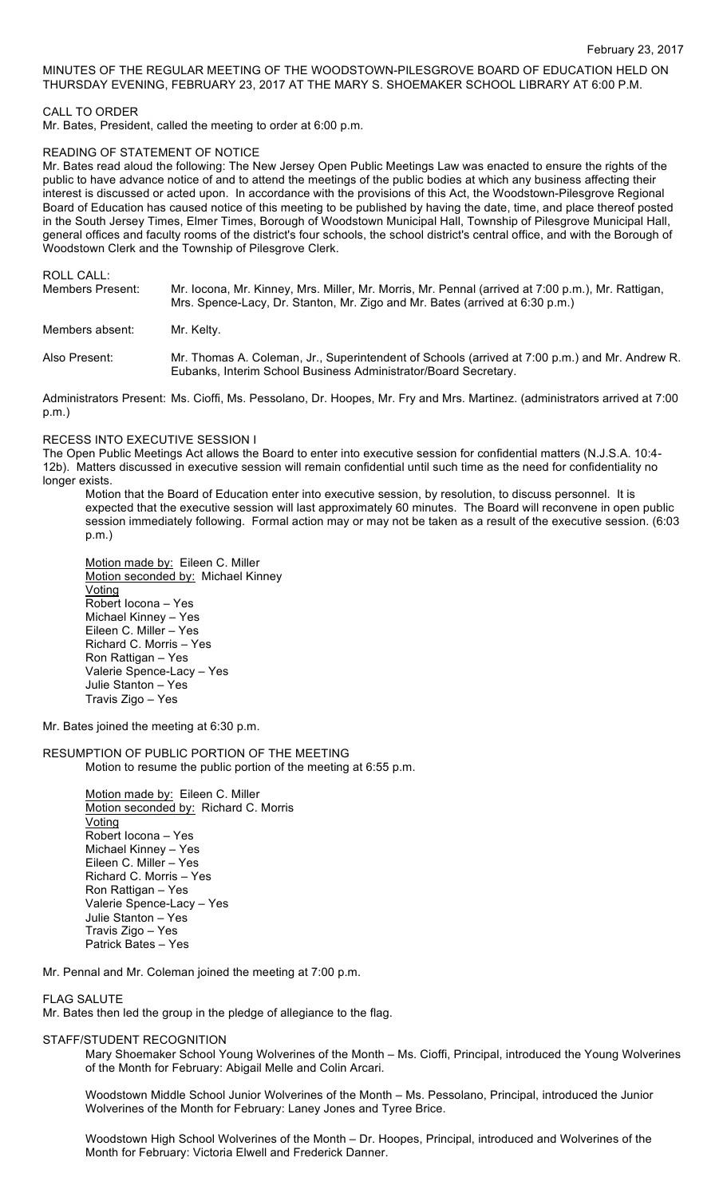February 23, 2017

MINUTES OF THE REGULAR MEETING OF THE WOODSTOWN-PILESGROVE BOARD OF EDUCATION HELD ON THURSDAY EVENING, FEBRUARY 23, 2017 AT THE MARY S. SHOEMAKER SCHOOL LIBRARY AT 6:00 P.M.

CALL TO ORDER

Mr. Bates, President, called the meeting to order at 6:00 p.m.

READING OF STATEMENT OF NOTICE

Mr. Bates read aloud the following: The New Jersey Open Public Meetings Law was enacted to ensure the rights of the public to have advance notice of and to attend the meetings of the public bodies at which any business affecting their interest is discussed or acted upon. In accordance with the provisions of this Act, the Woodstown-Pilesgrove Regional Board of Education has caused notice of this meeting to be published by having the date, time, and place thereof posted in the South Jersey Times, Elmer Times, Borough of Woodstown Municipal Hall, Township of Pilesgrove Municipal Hall, general offices and faculty rooms of the district's four schools, the school district's central office, and with the Borough of Woodstown Clerk and the Township of Pilesgrove Clerk.

ROLL CALL:

Members Present: Mr. Iocona, Mr. Kinney, Mrs. Miller, Mr. Morris, Mr. Pennal (arrived at 7:00 p.m.), Mr. Rattigan, Mrs. Spence-Lacy, Dr. Stanton, Mr. Zigo and Mr. Bates (arrived at 6:30 p.m.)

Members absent: Mr. Kelty.

Also Present: Mr. Thomas A. Coleman, Jr., Superintendent of Schools (arrived at 7:00 p.m.) and Mr. Andrew R. Eubanks, Interim School Business Administrator/Board Secretary.

Administrators Present: Ms. Cioffi, Ms. Pessolano, Dr. Hoopes, Mr. Fry and Mrs. Martinez. (administrators arrived at 7:00 p.m.)

RECESS INTO EXECUTIVE SESSION I

The Open Public Meetings Act allows the Board to enter into executive session for confidential matters (N.J.S.A. 10:4-12b). Matters discussed in executive session will remain confidential until such time as the need for confidentiality no longer exists.

Motion that the Board of Education enter into executive session, by resolution, to discuss personnel. It is expected that the executive session will last approximately 60 minutes. The Board will reconvene in open public session immediately following. Formal action may or may not be taken as a result of the executive session. (6:03 p.m.)

Motion made by: Eileen C. Miller
Motion seconded by: Michael Kinney
Voting
Robert Iocona – Yes
Michael Kinney – Yes
Eileen C. Miller – Yes
Richard C. Morris – Yes
Ron Rattigan – Yes
Valerie Spence-Lacy – Yes
Julie Stanton – Yes
Travis Zigo – Yes

Mr. Bates joined the meeting at 6:30 p.m.

RESUMPTION OF PUBLIC PORTION OF THE MEETING

Motion to resume the public portion of the meeting at 6:55 p.m.

Motion made by: Eileen C. Miller
Motion seconded by: Richard C. Morris
Voting
Robert Iocona – Yes
Michael Kinney – Yes
Eileen C. Miller – Yes
Richard C. Morris – Yes
Ron Rattigan – Yes
Valerie Spence-Lacy – Yes
Julie Stanton – Yes
Travis Zigo – Yes
Patrick Bates – Yes

Mr. Pennal and Mr. Coleman joined the meeting at 7:00 p.m.

FLAG SALUTE

Mr. Bates then led the group in the pledge of allegiance to the flag.

STAFF/STUDENT RECOGNITION

Mary Shoemaker School Young Wolverines of the Month – Ms. Cioffi, Principal, introduced the Young Wolverines of the Month for February: Abigail Melle and Colin Arcari.

Woodstown Middle School Junior Wolverines of the Month – Ms. Pessolano, Principal, introduced the Junior Wolverines of the Month for February: Laney Jones and Tyree Brice.

Woodstown High School Wolverines of the Month – Dr. Hoopes, Principal, introduced and Wolverines of the Month for February: Victoria Elwell and Frederick Danner.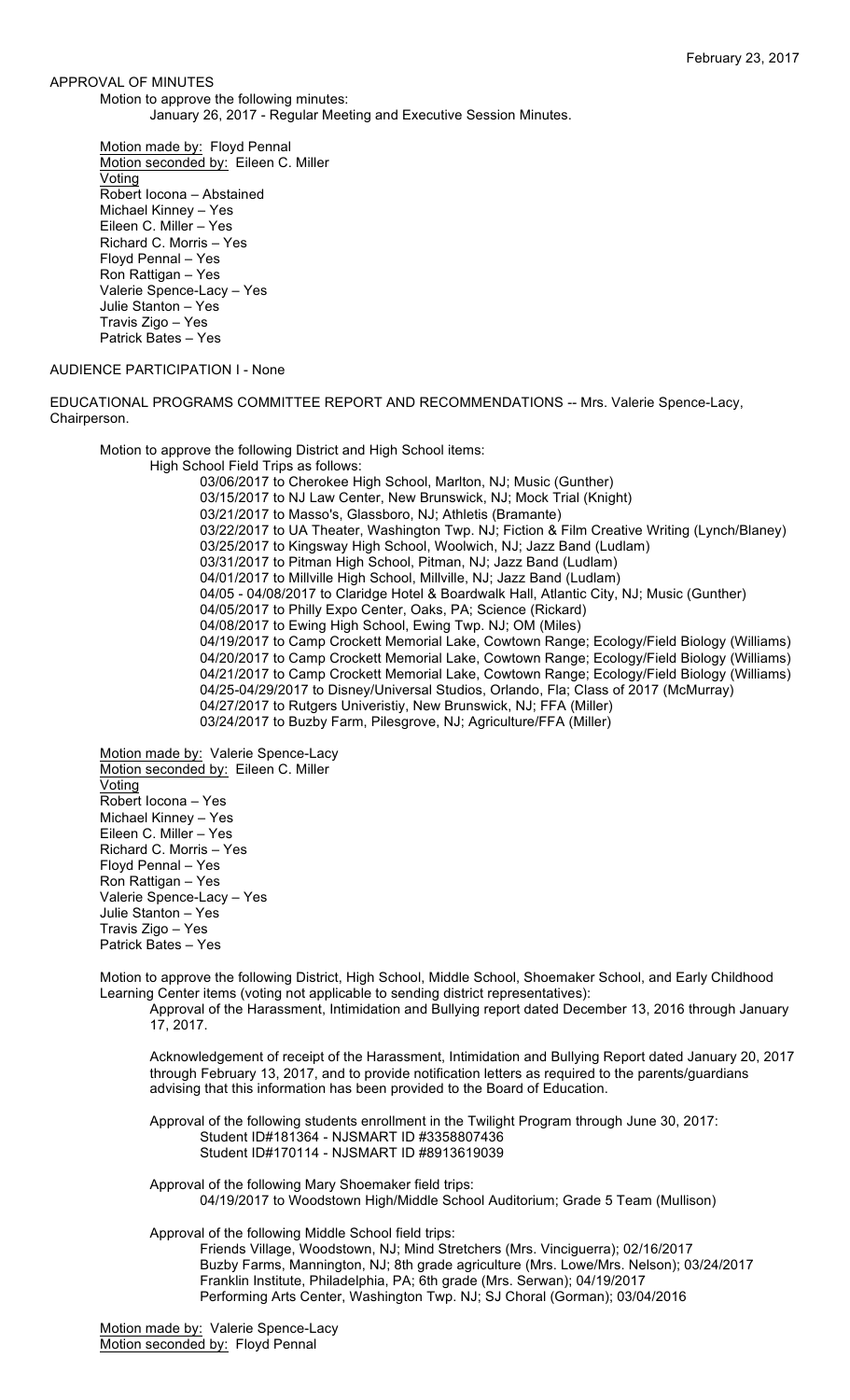February 23, 2017

APPROVAL OF MINUTES

Motion to approve the following minutes:

January 26, 2017 - Regular Meeting and Executive Session Minutes.

Motion made by: Floyd Pennal
Motion seconded by: Eileen C. Miller
Voting
Robert Iocona – Abstained
Michael Kinney – Yes
Eileen C. Miller – Yes
Richard C. Morris – Yes
Floyd Pennal – Yes
Ron Rattigan – Yes
Valerie Spence-Lacy – Yes
Julie Stanton – Yes
Travis Zigo – Yes
Patrick Bates – Yes

AUDIENCE PARTICIPATION I - None

EDUCATIONAL PROGRAMS COMMITTEE REPORT AND RECOMMENDATIONS -- Mrs. Valerie Spence-Lacy, Chairperson.

Motion to approve the following District and High School items:

High School Field Trips as follows:

03/06/2017 to Cherokee High School, Marlton, NJ; Music (Gunther)
03/15/2017 to NJ Law Center, New Brunswick, NJ; Mock Trial (Knight)
03/21/2017 to Masso's, Glassboro, NJ; Athletis (Bramante)
03/22/2017 to UA Theater, Washington Twp. NJ; Fiction & Film Creative Writing (Lynch/Blaney)
03/25/2017 to Kingsway High School, Woolwich, NJ; Jazz Band (Ludlam)
03/31/2017 to Pitman High School, Pitman, NJ; Jazz Band (Ludlam)
04/01/2017 to Millville High School, Millville, NJ; Jazz Band (Ludlam)
04/05 - 04/08/2017 to Claridge Hotel & Boardwalk Hall, Atlantic City, NJ; Music (Gunther)
04/05/2017 to Philly Expo Center, Oaks, PA; Science (Rickard)
04/08/2017 to Ewing High School, Ewing Twp. NJ; OM (Miles)
04/19/2017 to Camp Crockett Memorial Lake, Cowtown Range; Ecology/Field Biology (Williams)
04/20/2017 to Camp Crockett Memorial Lake, Cowtown Range; Ecology/Field Biology (Williams)
04/21/2017 to Camp Crockett Memorial Lake, Cowtown Range; Ecology/Field Biology (Williams)
04/25-04/29/2017 to Disney/Universal Studios, Orlando, Fla; Class of 2017 (McMurray)
04/27/2017 to Rutgers Univeristiy, New Brunswick, NJ; FFA (Miller)
03/24/2017 to Buzby Farm, Pilesgrove, NJ; Agriculture/FFA (Miller)

Motion made by: Valerie Spence-Lacy
Motion seconded by: Eileen C. Miller
Voting
Robert Iocona – Yes
Michael Kinney – Yes
Eileen C. Miller – Yes
Richard C. Morris – Yes
Floyd Pennal – Yes
Ron Rattigan – Yes
Valerie Spence-Lacy – Yes
Julie Stanton – Yes
Travis Zigo – Yes
Patrick Bates – Yes

Motion to approve the following District, High School, Middle School, Shoemaker School, and Early Childhood Learning Center items (voting not applicable to sending district representatives):

Approval of the Harassment, Intimidation and Bullying report dated December 13, 2016 through January 17, 2017.

Acknowledgement of receipt of the Harassment, Intimidation and Bullying Report dated January 20, 2017 through February 13, 2017, and to provide notification letters as required to the parents/guardians advising that this information has been provided to the Board of Education.

Approval of the following students enrollment in the Twilight Program through June 30, 2017:

Student ID#181364 - NJSMART ID #3358807436
Student ID#170114 - NJSMART ID #8913619039

Approval of the following Mary Shoemaker field trips:

04/19/2017 to Woodstown High/Middle School Auditorium; Grade 5 Team (Mullison)

Approval of the following Middle School field trips:

Friends Village, Woodstown, NJ; Mind Stretchers (Mrs. Vinciguerra); 02/16/2017
Buzby Farms, Mannington, NJ; 8th grade agriculture (Mrs. Lowe/Mrs. Nelson); 03/24/2017
Franklin Institute, Philadelphia, PA; 6th grade (Mrs. Serwan); 04/19/2017
Performing Arts Center, Washington Twp. NJ; SJ Choral (Gorman); 03/04/2016

Motion made by: Valerie Spence-Lacy
Motion seconded by: Floyd Pennal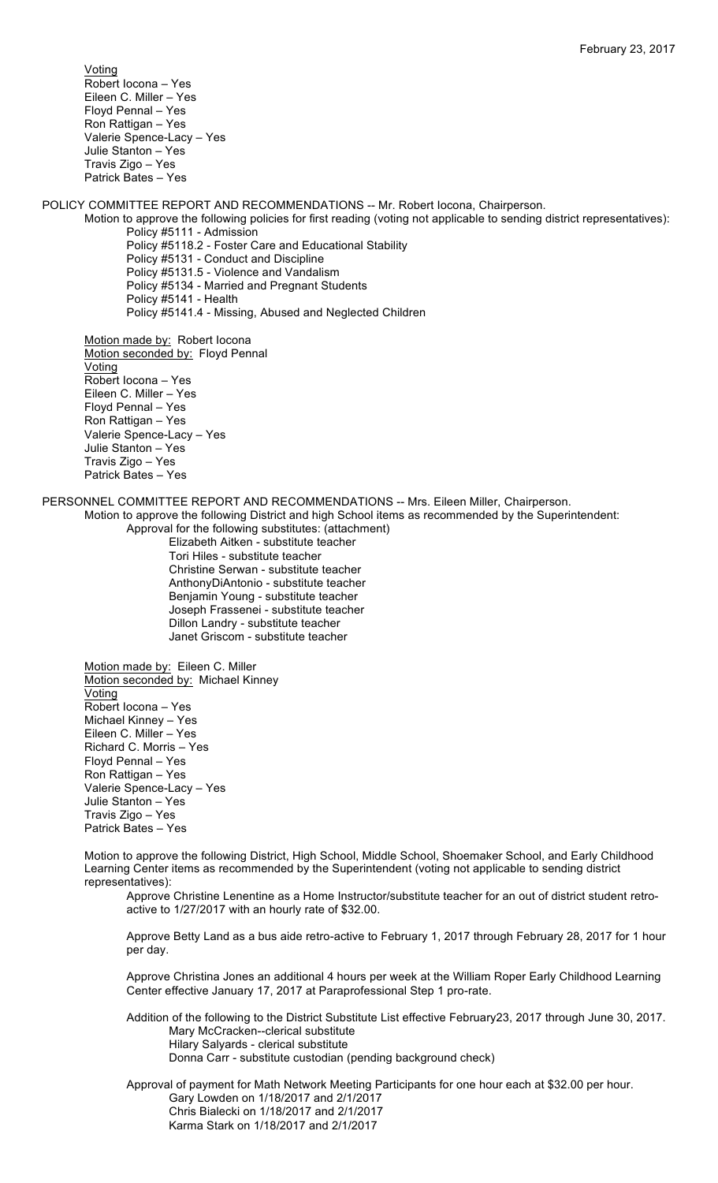February 23, 2017

Voting
Robert Iocona – Yes
Eileen C. Miller – Yes
Floyd Pennal – Yes
Ron Rattigan – Yes
Valerie Spence-Lacy – Yes
Julie Stanton – Yes
Travis Zigo – Yes
Patrick Bates – Yes

POLICY COMMITTEE REPORT AND RECOMMENDATIONS -- Mr. Robert Iocona, Chairperson.

Motion to approve the following policies for first reading (voting not applicable to sending district representatives):

- Policy #5111 - Admission
- Policy #5118.2 - Foster Care and Educational Stability
- Policy #5131 - Conduct and Discipline
- Policy #5131.5 - Violence and Vandalism
- Policy #5134 - Married and Pregnant Students
- Policy #5141 - Health
- Policy #5141.4 - Missing, Abused and Neglected Children

Motion made by: Robert Iocona
Motion seconded by: Floyd Pennal
Voting
Robert Iocona – Yes
Eileen C. Miller – Yes
Floyd Pennal – Yes
Ron Rattigan – Yes
Valerie Spence-Lacy – Yes
Julie Stanton – Yes
Travis Zigo – Yes
Patrick Bates – Yes

PERSONNEL COMMITTEE REPORT AND RECOMMENDATIONS -- Mrs. Eileen Miller, Chairperson.

Motion to approve the following District and high School items as recommended by the Superintendent:

Approval for the following substitutes: (attachment)

- Elizabeth Aitken - substitute teacher
- Tori Hiles - substitute teacher
- Christine Serwan - substitute teacher
- AnthonyDiAntonio - substitute teacher
- Benjamin Young - substitute teacher
- Joseph Frassenei - substitute teacher
- Dillon Landry - substitute teacher
- Janet Griscom - substitute teacher

Motion made by: Eileen C. Miller
Motion seconded by: Michael Kinney
Voting
Robert Iocona – Yes
Michael Kinney – Yes
Eileen C. Miller – Yes
Richard C. Morris – Yes
Floyd Pennal – Yes
Ron Rattigan – Yes
Valerie Spence-Lacy – Yes
Julie Stanton – Yes
Travis Zigo – Yes
Patrick Bates – Yes

Motion to approve the following District, High School, Middle School, Shoemaker School, and Early Childhood Learning Center items as recommended by the Superintendent (voting not applicable to sending district representatives):

Approve Christine Lenentine as a Home Instructor/substitute teacher for an out of district student retro-active to 1/27/2017 with an hourly rate of $32.00.

Approve Betty Land as a bus aide retro-active to February 1, 2017 through February 28, 2017 for 1 hour per day.

Approve Christina Jones an additional 4 hours per week at the William Roper Early Childhood Learning Center effective January 17, 2017 at Paraprofessional Step 1 pro-rate.

Addition of the following to the District Substitute List effective February23, 2017 through June 30, 2017.

- Mary McCracken--clerical substitute
- Hilary Salyards - clerical substitute
- Donna Carr - substitute custodian (pending background check)

Approval of payment for Math Network Meeting Participants for one hour each at $32.00 per hour.

- Gary Lowden on 1/18/2017 and 2/1/2017
- Chris Bialecki on 1/18/2017 and 2/1/2017
- Karma Stark on 1/18/2017 and 2/1/2017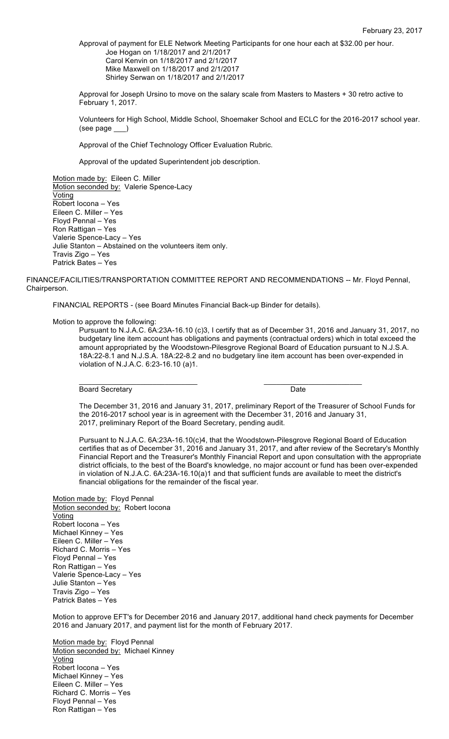Approval of payment for ELE Network Meeting Participants for one hour each at $32.00 per hour.
Joe Hogan on 1/18/2017 and 2/1/2017
Carol Kenvin on 1/18/2017 and 2/1/2017
Mike Maxwell on 1/18/2017 and 2/1/2017
Shirley Serwan on 1/18/2017 and 2/1/2017

Approval for Joseph Ursino to move on the salary scale from Masters to Masters + 30 retro active to February 1, 2017.

Volunteers for High School, Middle School, Shoemaker School and ECLC for the 2016-2017 school year. (see page ___)

Approval of the Chief Technology Officer Evaluation Rubric.

Approval of the updated Superintendent job description.

Motion made by: Eileen C. Miller
Motion seconded by: Valerie Spence-Lacy
Voting
Robert Iocona – Yes
Eileen C. Miller – Yes
Floyd Pennal – Yes
Ron Rattigan – Yes
Valerie Spence-Lacy – Yes
Julie Stanton – Abstained on the volunteers item only.
Travis Zigo – Yes
Patrick Bates – Yes

FINANCE/FACILITIES/TRANSPORTATION COMMITTEE REPORT AND RECOMMENDATIONS -- Mr. Floyd Pennal, Chairperson.

FINANCIAL REPORTS - (see Board Minutes Financial Back-up Binder for details).

Motion to approve the following:

Pursuant to N.J.A.C. 6A:23A-16.10 (c)3, I certify that as of December 31, 2016 and January 31, 2017, no budgetary line item account has obligations and payments (contractual orders) which in total exceed the amount appropriated by the Woodstown-Pilesgrove Regional Board of Education pursuant to N.J.S.A. 18A:22-8.1 and N.J.S.A. 18A:22-8.2 and no budgetary line item account has been over-expended in violation of N.J.A.C. 6:23-16.10 (a)1.

\_\_\_\_\_\_\_\_\_\_\_\_\_\_\_\_\_\_\_\_\_\_\_\_\_\_\_\_\_\_ \_\_\_\_\_\_\_\_\_\_\_\_\_\_\_\_\_\_\_\_\_\_\_\_
Board Secretary Date

The December 31, 2016 and January 31, 2017, preliminary Report of the Treasurer of School Funds for the 2016-2017 school year is in agreement with the December 31, 2016 and January 31, 2017, preliminary Report of the Board Secretary, pending audit.

Pursuant to N.J.A.C. 6A:23A-16.10(c)4, that the Woodstown-Pilesgrove Regional Board of Education certifies that as of December 31, 2016 and January 31, 2017, and after review of the Secretary's Monthly Financial Report and the Treasurer's Monthly Financial Report and upon consultation with the appropriate district officials, to the best of the Board's knowledge, no major account or fund has been over-expended in violation of N.J.A.C. 6A:23A-16.10(a)1 and that sufficient funds are available to meet the district's financial obligations for the remainder of the fiscal year.

Motion made by: Floyd Pennal
Motion seconded by: Robert Iocona
Voting
Robert Iocona – Yes
Michael Kinney – Yes
Eileen C. Miller – Yes
Richard C. Morris – Yes
Floyd Pennal – Yes
Ron Rattigan – Yes
Valerie Spence-Lacy – Yes
Julie Stanton – Yes
Travis Zigo – Yes
Patrick Bates – Yes

Motion to approve EFT's for December 2016 and January 2017, additional hand check payments for December 2016 and January 2017, and payment list for the month of February 2017.

Motion made by: Floyd Pennal
Motion seconded by: Michael Kinney
Voting
Robert Iocona – Yes
Michael Kinney – Yes
Eileen C. Miller – Yes
Richard C. Morris – Yes
Floyd Pennal – Yes
Ron Rattigan – Yes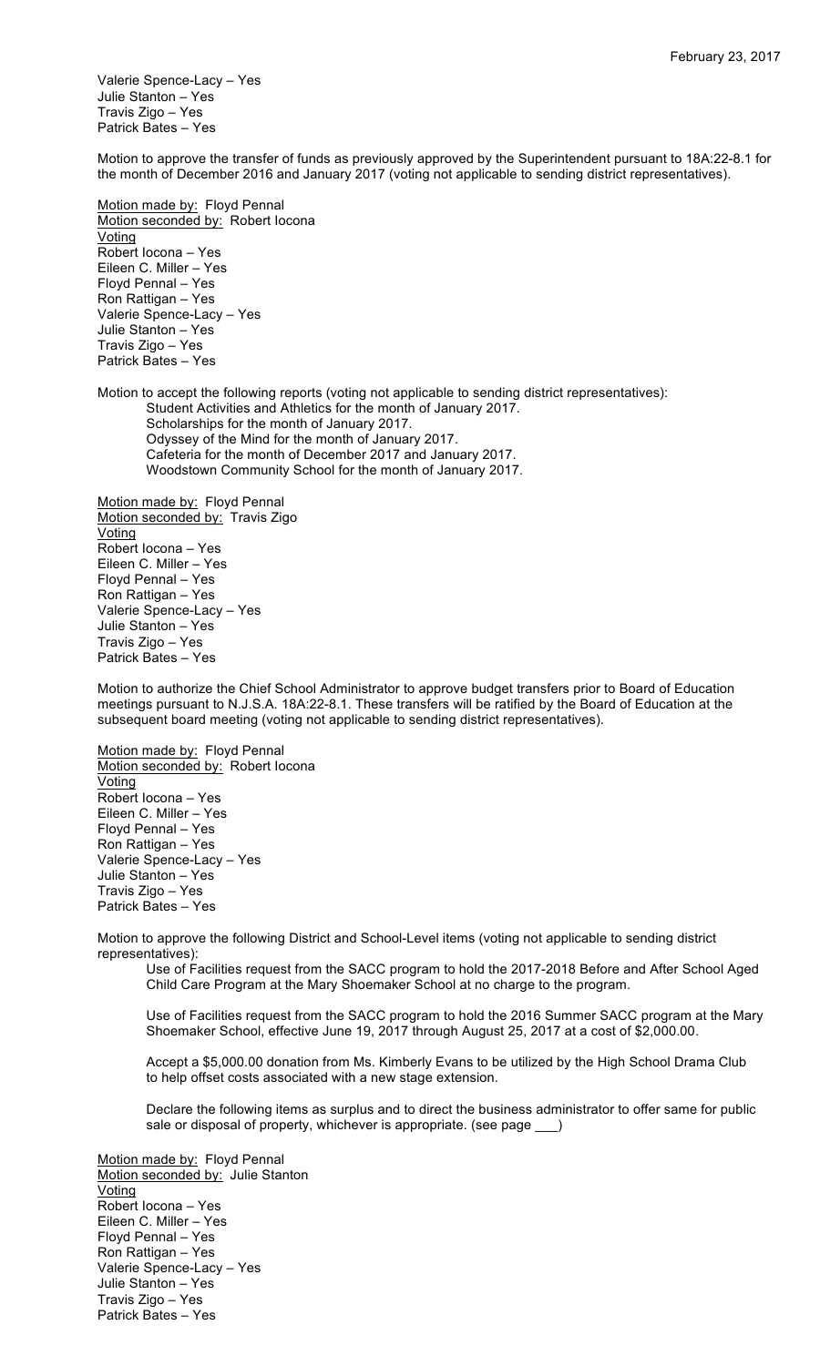Valerie Spence-Lacy – Yes
Julie Stanton – Yes
Travis Zigo – Yes
Patrick Bates – Yes

Motion to approve the transfer of funds as previously approved by the Superintendent pursuant to 18A:22-8.1 for the month of December 2016 and January 2017 (voting not applicable to sending district representatives).

Motion made by: Floyd Pennal
Motion seconded by: Robert Iocona
Voting
Robert Iocona – Yes
Eileen C. Miller – Yes
Floyd Pennal – Yes
Ron Rattigan – Yes
Valerie Spence-Lacy – Yes
Julie Stanton – Yes
Travis Zigo – Yes
Patrick Bates – Yes

Motion to accept the following reports (voting not applicable to sending district representatives):

Student Activities and Athletics for the month of January 2017.
Scholarships for the month of January 2017.
Odyssey of the Mind for the month of January 2017.
Cafeteria for the month of December 2017 and January 2017.
Woodstown Community School for the month of January 2017.

Motion made by: Floyd Pennal
Motion seconded by: Travis Zigo
Voting
Robert Iocona – Yes
Eileen C. Miller – Yes
Floyd Pennal – Yes
Ron Rattigan – Yes
Valerie Spence-Lacy – Yes
Julie Stanton – Yes
Travis Zigo – Yes
Patrick Bates – Yes

Motion to authorize the Chief School Administrator to approve budget transfers prior to Board of Education meetings pursuant to N.J.S.A. 18A:22-8.1. These transfers will be ratified by the Board of Education at the subsequent board meeting (voting not applicable to sending district representatives).

Motion made by: Floyd Pennal
Motion seconded by: Robert Iocona
Voting
Robert Iocona – Yes
Eileen C. Miller – Yes
Floyd Pennal – Yes
Ron Rattigan – Yes
Valerie Spence-Lacy – Yes
Julie Stanton – Yes
Travis Zigo – Yes
Patrick Bates – Yes

Motion to approve the following District and School-Level items (voting not applicable to sending district representatives):

Use of Facilities request from the SACC program to hold the 2017-2018 Before and After School Aged Child Care Program at the Mary Shoemaker School at no charge to the program.

Use of Facilities request from the SACC program to hold the 2016 Summer SACC program at the Mary Shoemaker School, effective June 19, 2017 through August 25, 2017 at a cost of $2,000.00.

Accept a $5,000.00 donation from Ms. Kimberly Evans to be utilized by the High School Drama Club to help offset costs associated with a new stage extension.

Declare the following items as surplus and to direct the business administrator to offer same for public sale or disposal of property, whichever is appropriate. (see page ___)

Motion made by: Floyd Pennal
Motion seconded by: Julie Stanton
Voting
Robert Iocona – Yes
Eileen C. Miller – Yes
Floyd Pennal – Yes
Ron Rattigan – Yes
Valerie Spence-Lacy – Yes
Julie Stanton – Yes
Travis Zigo – Yes
Patrick Bates – Yes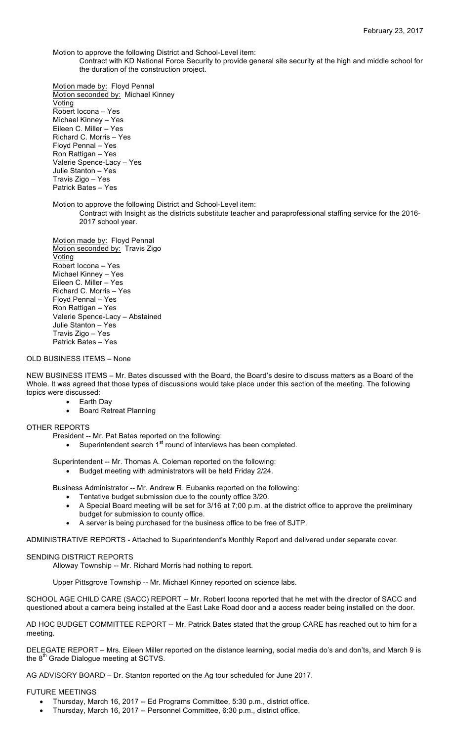February 23, 2017

Motion to approve the following District and School-Level item:

Contract with KD National Force Security to provide general site security at the high and middle school for the duration of the construction project.

Motion made by: Floyd Pennal
Motion seconded by: Michael Kinney
Voting
Robert Iocona – Yes
Michael Kinney – Yes
Eileen C. Miller – Yes
Richard C. Morris – Yes
Floyd Pennal – Yes
Ron Rattigan – Yes
Valerie Spence-Lacy – Yes
Julie Stanton – Yes
Travis Zigo – Yes
Patrick Bates – Yes

Motion to approve the following District and School-Level item:

Contract with Insight as the districts substitute teacher and paraprofessional staffing service for the 2016-2017 school year.

Motion made by: Floyd Pennal
Motion seconded by: Travis Zigo
Voting
Robert Iocona – Yes
Michael Kinney – Yes
Eileen C. Miller – Yes
Richard C. Morris – Yes
Floyd Pennal – Yes
Ron Rattigan – Yes
Valerie Spence-Lacy – Abstained
Julie Stanton – Yes
Travis Zigo – Yes
Patrick Bates – Yes

OLD BUSINESS ITEMS – None

NEW BUSINESS ITEMS – Mr. Bates discussed with the Board, the Board's desire to discuss matters as a Board of the Whole. It was agreed that those types of discussions would take place under this section of the meeting. The following topics were discussed:

- Earth Day
- Board Retreat Planning

OTHER REPORTS

President -- Mr. Pat Bates reported on the following:

- Superintendent search 1st round of interviews has been completed.

Superintendent -- Mr. Thomas A. Coleman reported on the following:

- Budget meeting with administrators will be held Friday 2/24.

Business Administrator -- Mr. Andrew R. Eubanks reported on the following:

- Tentative budget submission due to the county office 3/20.
- A Special Board meeting will be set for 3/16 at 7;00 p.m. at the district office to approve the preliminary budget for submission to county office.
- A server is being purchased for the business office to be free of SJTP.

ADMINISTRATIVE REPORTS - Attached to Superintendent's Monthly Report and delivered under separate cover.

SENDING DISTRICT REPORTS

Alloway Township -- Mr. Richard Morris had nothing to report.

Upper Pittsgrove Township -- Mr. Michael Kinney reported on science labs.

SCHOOL AGE CHILD CARE (SACC) REPORT -- Mr. Robert Iocona reported that he met with the director of SACC and questioned about a camera being installed at the East Lake Road door and a access reader being installed on the door.

AD HOC BUDGET COMMITTEE REPORT -- Mr. Patrick Bates stated that the group CARE has reached out to him for a meeting.

DELEGATE REPORT – Mrs. Eileen Miller reported on the distance learning, social media do's and don'ts, and March 9 is the 8th Grade Dialogue meeting at SCTVS.

AG ADVISORY BOARD – Dr. Stanton reported on the Ag tour scheduled for June 2017.

FUTURE MEETINGS

- Thursday, March 16, 2017 -- Ed Programs Committee, 5:30 p.m., district office.
- Thursday, March 16, 2017 -- Personnel Committee, 6:30 p.m., district office.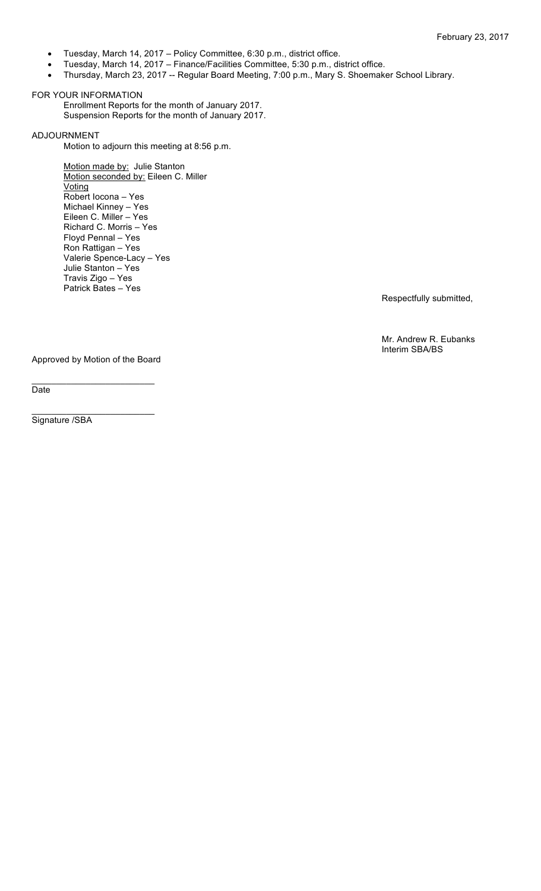- Tuesday, March 14, 2017 – Policy Committee, 6:30 p.m., district office.
- Tuesday, March 14, 2017 – Finance/Facilities Committee, 5:30 p.m., district office.
- Thursday, March 23, 2017 -- Regular Board Meeting, 7:00 p.m., Mary S. Shoemaker School Library.

FOR YOUR INFORMATION

Enrollment Reports for the month of January 2017.
Suspension Reports for the month of January 2017.

ADJOURNMENT

Motion to adjourn this meeting at 8:56 p.m.

Motion made by: Julie Stanton
Motion seconded by: Eileen C. Miller
Voting
Robert Iocona – Yes
Michael Kinney – Yes
Eileen C. Miller – Yes
Richard C. Morris – Yes
Floyd Pennal – Yes
Ron Rattigan – Yes
Valerie Spence-Lacy – Yes
Julie Stanton – Yes
Travis Zigo – Yes
Patrick Bates – Yes

Respectfully submitted,

Mr. Andrew R. Eubanks
Interim SBA/BS

Approved by Motion of the Board

_________________________
Date

_________________________
Signature /SBA